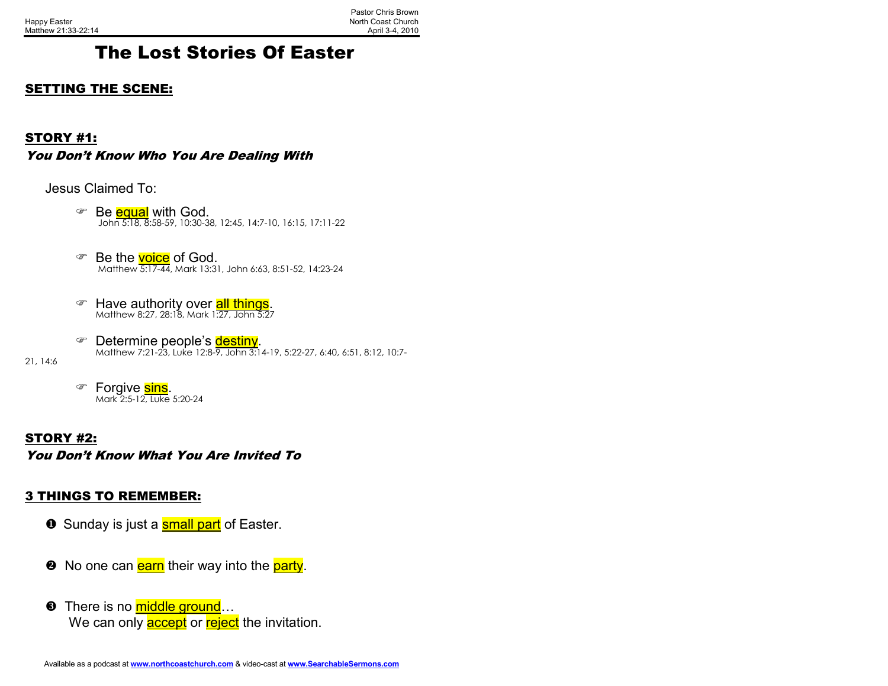Pastor Chris Brown
Happy Easter — North Coast Church
Matthew 21:33-22:14 — April 3-4, 2010

# The Lost Stories Of Easter

## SETTING THE SCENE:

## STORY #1:
### *You Don't Know Who You Are Dealing With*

Jesus Claimed To:

- ☞ Be equal with God.
  John 5:18, 8:58-59, 10:30-38, 12:45, 14:7-10, 16:15, 17:11-22

- ☞ Be the voice of God.
  Matthew 5:17-44, Mark 13:31, John 6:63, 8:51-52, 14:23-24

- ☞ Have authority over all things.
  Matthew 8:27, 28:18, Mark 1:27, John 5:27

- ☞ Determine people's destiny.
  Matthew 7:21-23, Luke 12:8-9, John 3:14-19, 5:22-27, 6:40, 6:51, 8:12, 10:7-21, 14:6

- ☞ Forgive sins.
  Mark 2:5-12, Luke 5:20-24

## STORY #2:
### *You Don't Know What You Are Invited To*

## 3 THINGS TO REMEMBER:

❶ Sunday is just a small part of Easter.

❷ No one can earn their way into the party.

❸ There is no middle ground…
We can only accept or reject the invitation.

Available as a podcast at www.northcoastchurch.com & video-cast at www.SearchableSermons.com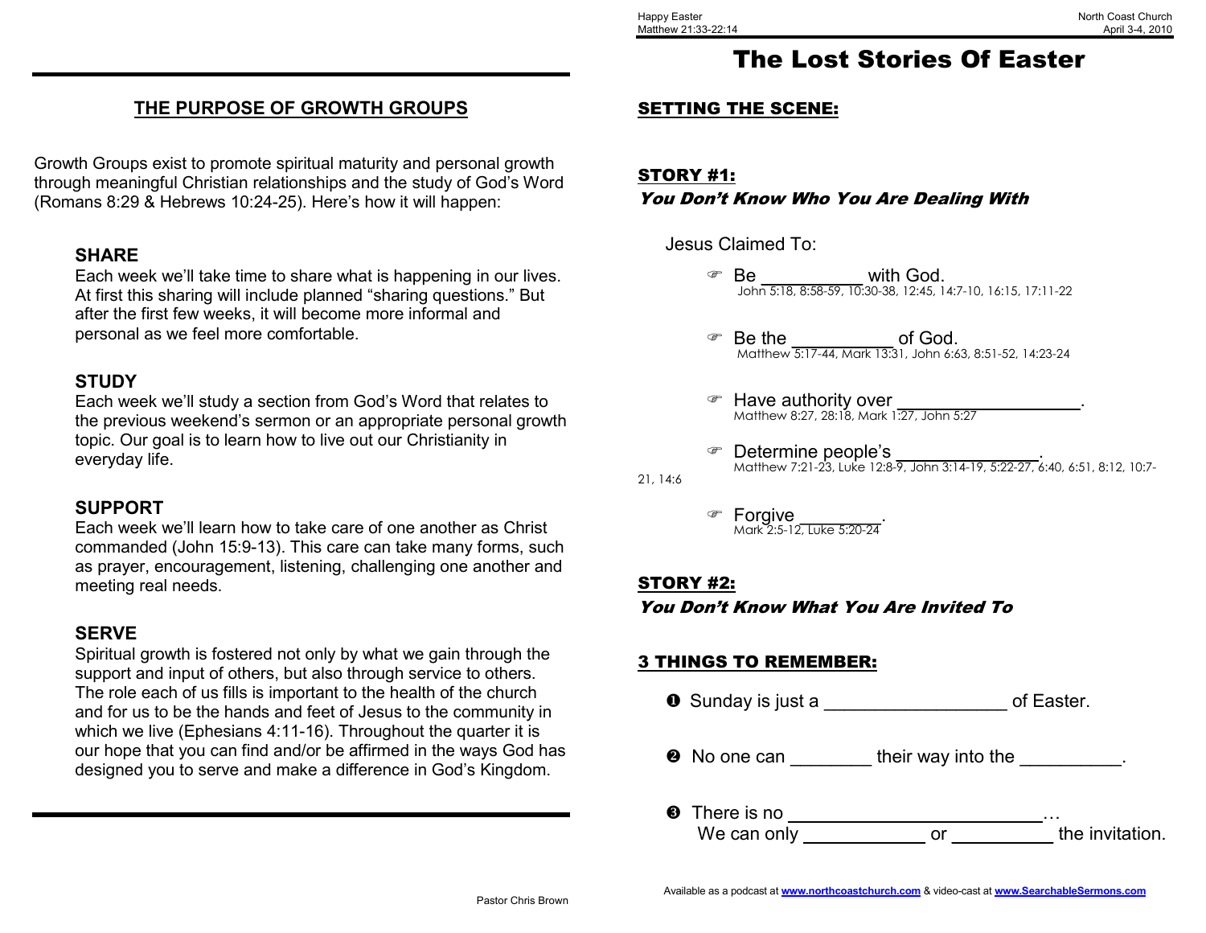## THE PURPOSE OF GROWTH GROUPS

Growth Groups exist to promote spiritual maturity and personal growth through meaningful Christian relationships and the study of God's Word (Romans 8:29 & Hebrews 10:24-25). Here's how it will happen:

**SHARE**
Each week we'll take time to share what is happening in our lives. At first this sharing will include planned "sharing questions." But after the first few weeks, it will become more informal and personal as we feel more comfortable.

**STUDY**
Each week we'll study a section from God's Word that relates to the previous weekend's sermon or an appropriate personal growth topic. Our goal is to learn how to live out our Christianity in everyday life.

**SUPPORT**
Each week we'll learn how to take care of one another as Christ commanded (John 15:9-13). This care can take many forms, such as prayer, encouragement, listening, challenging one another and meeting real needs.

**SERVE**
Spiritual growth is fostered not only by what we gain through the support and input of others, but also through service to others. The role each of us fills is important to the health of the church and for us to be the hands and feet of Jesus to the community in which we live (Ephesians 4:11-16). Throughout the quarter it is our hope that you can find and/or be affirmed in the ways God has designed you to serve and make a difference in God's Kingdom.

Pastor Chris Brown

Happy Easter
Matthew 21:33-22:14

North Coast Church
April 3-4, 2010

# The Lost Stories Of Easter

## SETTING THE SCENE:

## STORY #1:
***You Don't Know Who You Are Dealing With***

Jesus Claimed To:

- Be __________ with God.
  John 5:18, 8:58-59, 10:30-38, 12:45, 14:7-10, 16:15, 17:11-22
- Be the __________ of God.
  Matthew 5:17-44, Mark 13:31, John 6:63, 8:51-52, 14:23-24
- Have authority over __________________.
  Matthew 8:27, 28:18, Mark 1:27, John 5:27
- Determine people's ______________.
  Matthew 7:21-23, Luke 12:8-9, John 3:14-19, 5:22-27, 6:40, 6:51, 8:12, 10:7-21, 14:6
- Forgive ________.
  Mark 2:5-12, Luke 5:20-24

## STORY #2:
***You Don't Know What You Are Invited To***

## 3 THINGS TO REMEMBER:

❶ Sunday is just a __________________ of Easter.

❷ No one can ________ their way into the __________.

❸ There is no __________________________…
We can only ____________ or __________ the invitation.

Available as a podcast at www.northcoastchurch.com & video-cast at www.SearchableSermons.com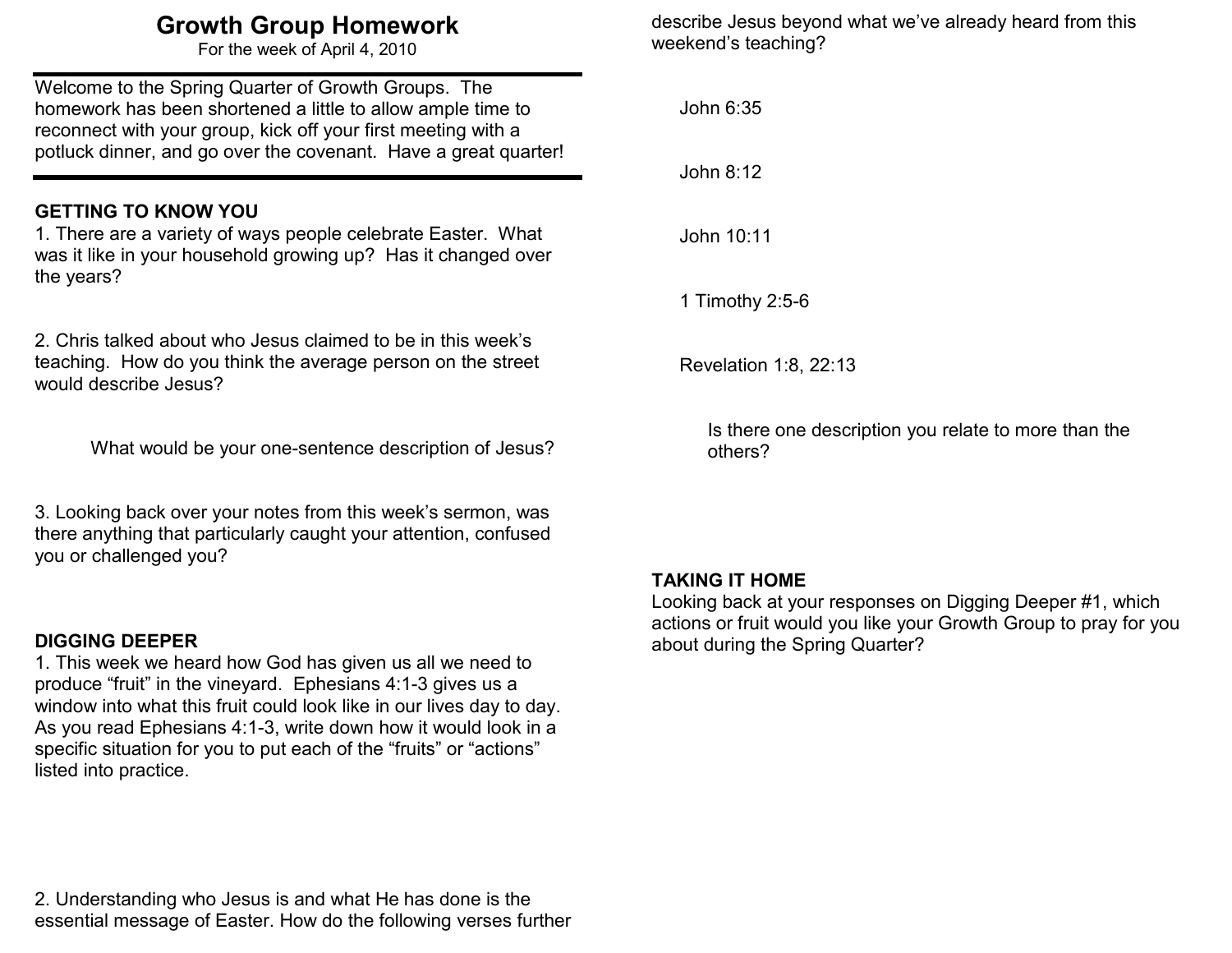# Growth Group Homework

For the week of April 4, 2010

Welcome to the Spring Quarter of Growth Groups. The homework has been shortened a little to allow ample time to reconnect with your group, kick off your first meeting with a potluck dinner, and go over the covenant. Have a great quarter!

## GETTING TO KNOW YOU

1. There are a variety of ways people celebrate Easter. What was it like in your household growing up? Has it changed over the years?

2. Chris talked about who Jesus claimed to be in this week's teaching. How do you think the average person on the street would describe Jesus?

   What would be your one-sentence description of Jesus?

3. Looking back over your notes from this week's sermon, was there anything that particularly caught your attention, confused you or challenged you?

## DIGGING DEEPER

1. This week we heard how God has given us all we need to produce "fruit" in the vineyard. Ephesians 4:1-3 gives us a window into what this fruit could look like in our lives day to day. As you read Ephesians 4:1-3, write down how it would look in a specific situation for you to put each of the "fruits" or "actions" listed into practice.

2. Understanding who Jesus is and what He has done is the essential message of Easter. How do the following verses further describe Jesus beyond what we've already heard from this weekend's teaching?

   John 6:35

   John 8:12

   John 10:11

   1 Timothy 2:5-6

   Revelation 1:8, 22:13

   Is there one description you relate to more than the others?

## TAKING IT HOME

Looking back at your responses on Digging Deeper #1, which actions or fruit would you like your Growth Group to pray for you about during the Spring Quarter?